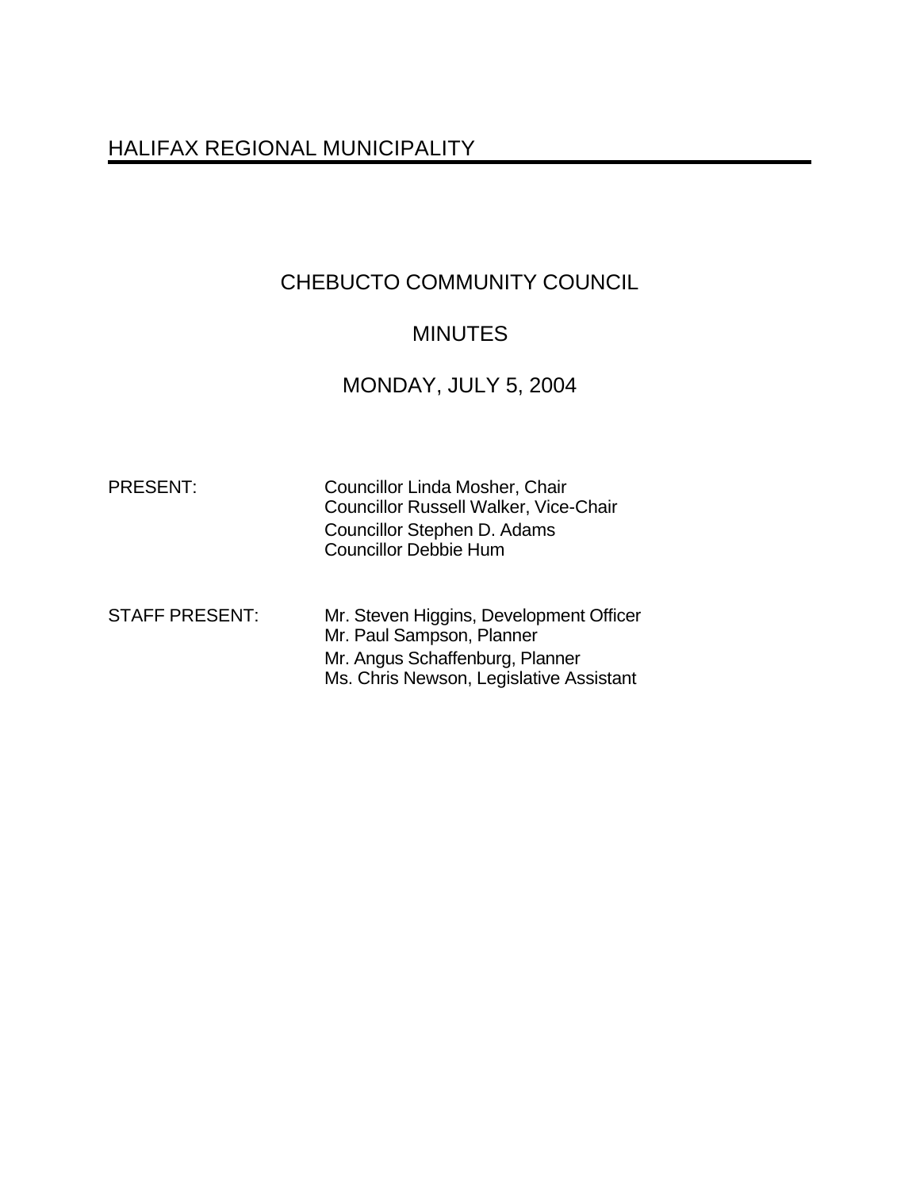# HALIFAX REGIONAL MUNICIPALITY

## CHEBUCTO COMMUNITY COUNCIL

## MINUTES

## MONDAY, JULY 5, 2004

PRESENT: Councillor Linda Mosher, Chair
Councillor Russell Walker, Vice-Chair
Councillor Stephen D. Adams
Councillor Debbie Hum

STAFF PRESENT: Mr. Steven Higgins, Development Officer
Mr. Paul Sampson, Planner
Mr. Angus Schaffenburg, Planner
Ms. Chris Newson, Legislative Assistant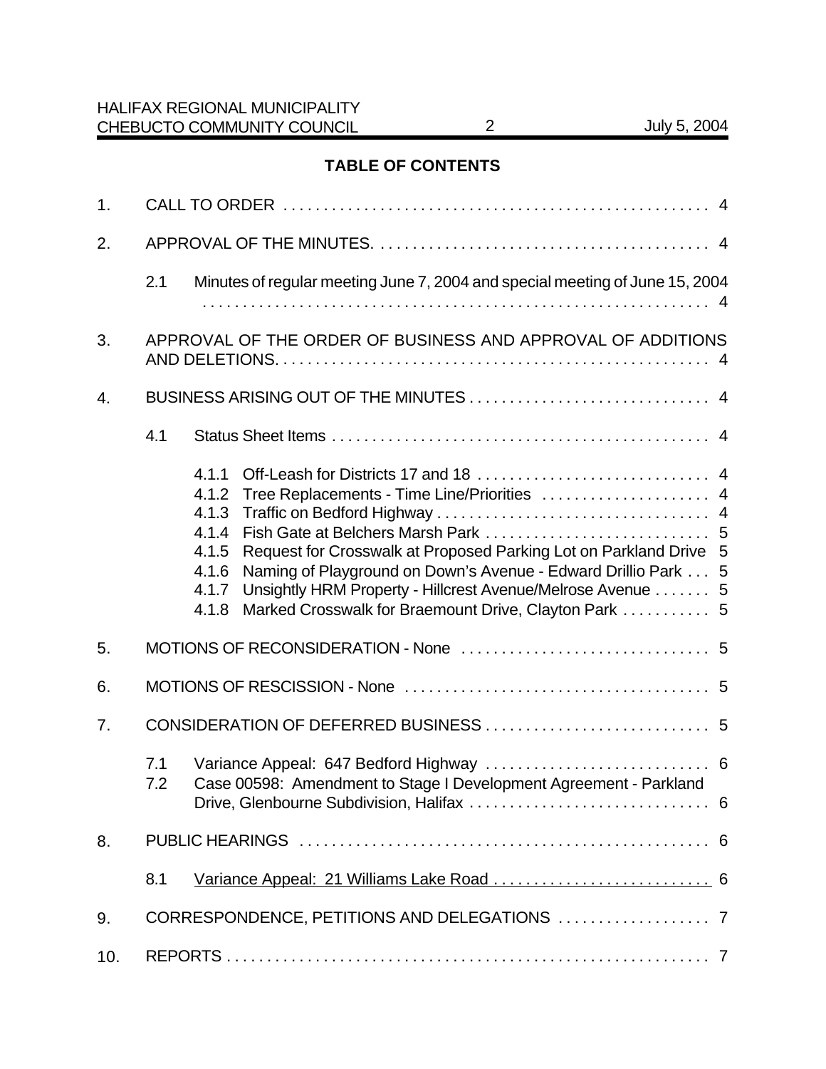## TABLE OF CONTENTS

1. CALL TO ORDER . . . . . . . . . . . . . . . . . . . . . . . . . . . . . . . . . . . . . . . . . . . . . . . . . . . . 4

2. APPROVAL OF THE MINUTES. . . . . . . . . . . . . . . . . . . . . . . . . . . . . . . . . . . . . . . . . 4

   2.1 Minutes of regular meeting June 7, 2004 and special meeting of June 15, 2004 . . . . . . . . . . . . . . . . . . . . . . . . . . . . . . . . . . . . . . . . . . . . . . . . . . . . . . . . . . . . . . 4

3. APPROVAL OF THE ORDER OF BUSINESS AND APPROVAL OF ADDITIONS AND DELETIONS. . . . . . . . . . . . . . . . . . . . . . . . . . . . . . . . . . . . . . . . . . . . . . . . . . . . . 4

4. BUSINESS ARISING OUT OF THE MINUTES . . . . . . . . . . . . . . . . . . . . . . . . . . . . . 4

   4.1 Status Sheet Items . . . . . . . . . . . . . . . . . . . . . . . . . . . . . . . . . . . . . . . . . . . . . . . 4

      4.1.1 Off-Leash for Districts 17 and 18 . . . . . . . . . . . . . . . . . . . . . . . . . . . . 4
      4.1.2 Tree Replacements - Time Line/Priorities . . . . . . . . . . . . . . . . . . . . . 4
      4.1.3 Traffic on Bedford Highway . . . . . . . . . . . . . . . . . . . . . . . . . . . . . . . . . 4
      4.1.4 Fish Gate at Belchers Marsh Park . . . . . . . . . . . . . . . . . . . . . . . . . . . 5
      4.1.5 Request for Crosswalk at Proposed Parking Lot on Parkland Drive 5
      4.1.6 Naming of Playground on Down's Avenue - Edward Drillio Park . . . 5
      4.1.7 Unsightly HRM Property - Hillcrest Avenue/Melrose Avenue . . . . . . . 5
      4.1.8 Marked Crosswalk for Braemount Drive, Clayton Park . . . . . . . . . . . 5

5. MOTIONS OF RECONSIDERATION - None . . . . . . . . . . . . . . . . . . . . . . . . . . . . . . . 5

6. MOTIONS OF RESCISSION - None . . . . . . . . . . . . . . . . . . . . . . . . . . . . . . . . . . . . . 5

7. CONSIDERATION OF DEFERRED BUSINESS . . . . . . . . . . . . . . . . . . . . . . . . . . . . 5

   7.1 Variance Appeal: 647 Bedford Highway . . . . . . . . . . . . . . . . . . . . . . . . . . . . 6
   7.2 Case 00598: Amendment to Stage I Development Agreement - Parkland Drive, Glenbourne Subdivision, Halifax . . . . . . . . . . . . . . . . . . . . . . . . . . . . . 6

8. PUBLIC HEARINGS . . . . . . . . . . . . . . . . . . . . . . . . . . . . . . . . . . . . . . . . . . . . . . . . . . 6

   8.1 Variance Appeal: 21 Williams Lake Road . . . . . . . . . . . . . . . . . . . . . . . . . . . 6

9. CORRESPONDENCE, PETITIONS AND DELEGATIONS . . . . . . . . . . . . . . . . . . . 7

10. REPORTS . . . . . . . . . . . . . . . . . . . . . . . . . . . . . . . . . . . . . . . . . . . . . . . . . . . . . . . . . 7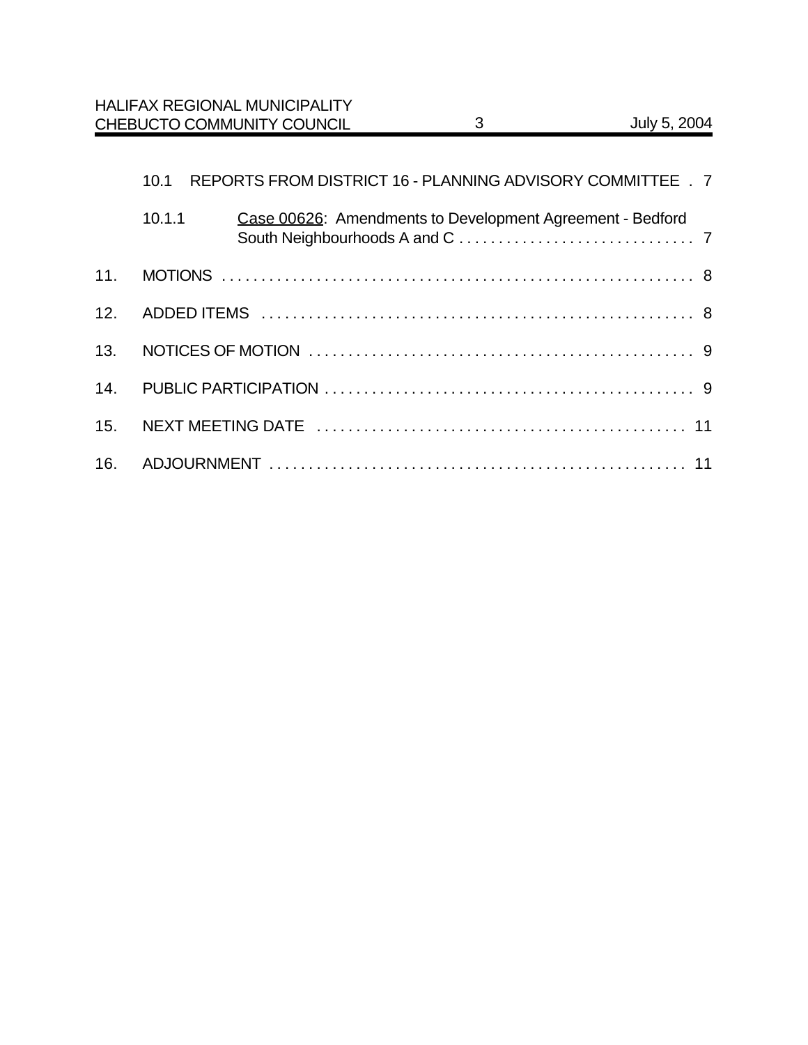10.1 REPORTS FROM DISTRICT 16 - PLANNING ADVISORY COMMITTEE . 7

10.1.1 Case 00626: Amendments to Development Agreement - Bedford South Neighbourhoods A and C . . . . . . . . . . . . . . . . . . . . . . . . . . . . . 7

11. MOTIONS . . . . . . . . . . . . . . . . . . . . . . . . . . . . . . . . . . . . . . . . . . . . . . . . . . . . . . . . . . . . 8

12. ADDED ITEMS . . . . . . . . . . . . . . . . . . . . . . . . . . . . . . . . . . . . . . . . . . . . . . . . . . . . . . 8

13. NOTICES OF MOTION . . . . . . . . . . . . . . . . . . . . . . . . . . . . . . . . . . . . . . . . . . . . . . . . 9

14. PUBLIC PARTICIPATION . . . . . . . . . . . . . . . . . . . . . . . . . . . . . . . . . . . . . . . . . . . . . . . 9

15. NEXT MEETING DATE . . . . . . . . . . . . . . . . . . . . . . . . . . . . . . . . . . . . . . . . . . . . . . 11

16. ADJOURNMENT . . . . . . . . . . . . . . . . . . . . . . . . . . . . . . . . . . . . . . . . . . . . . . . . . . . . 11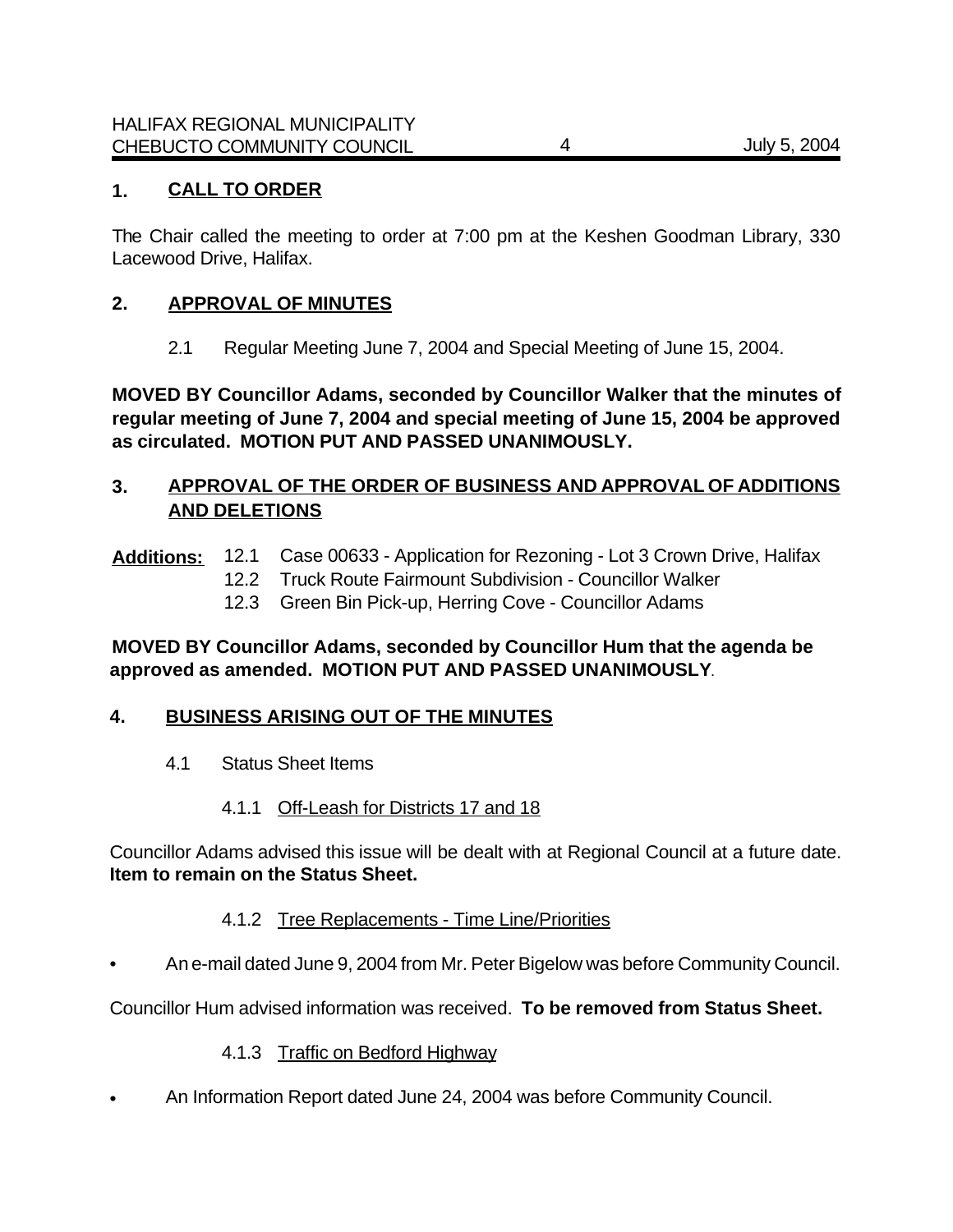## 1. CALL TO ORDER

The Chair called the meeting to order at 7:00 pm at the Keshen Goodman Library, 330 Lacewood Drive, Halifax.

## 2. APPROVAL OF MINUTES

2.1 Regular Meeting June 7, 2004 and Special Meeting of June 15, 2004.

**MOVED BY Councillor Adams, seconded by Councillor Walker that the minutes of regular meeting of June 7, 2004 and special meeting of June 15, 2004 be approved as circulated. MOTION PUT AND PASSED UNANIMOUSLY.**

## 3. APPROVAL OF THE ORDER OF BUSINESS AND APPROVAL OF ADDITIONS AND DELETIONS

**Additions:**
- 12.1 Case 00633 - Application for Rezoning - Lot 3 Crown Drive, Halifax
- 12.2 Truck Route Fairmount Subdivision - Councillor Walker
- 12.3 Green Bin Pick-up, Herring Cove - Councillor Adams

**MOVED BY Councillor Adams, seconded by Councillor Hum that the agenda be approved as amended. MOTION PUT AND PASSED UNANIMOUSLY**.

## 4. BUSINESS ARISING OUT OF THE MINUTES

4.1 Status Sheet Items

4.1.1 Off-Leash for Districts 17 and 18

Councillor Adams advised this issue will be dealt with at Regional Council at a future date. **Item to remain on the Status Sheet.**

4.1.2 Tree Replacements - Time Line/Priorities

- An e-mail dated June 9, 2004 from Mr. Peter Bigelow was before Community Council.

Councillor Hum advised information was received. **To be removed from Status Sheet.**

4.1.3 Traffic on Bedford Highway

- An Information Report dated June 24, 2004 was before Community Council.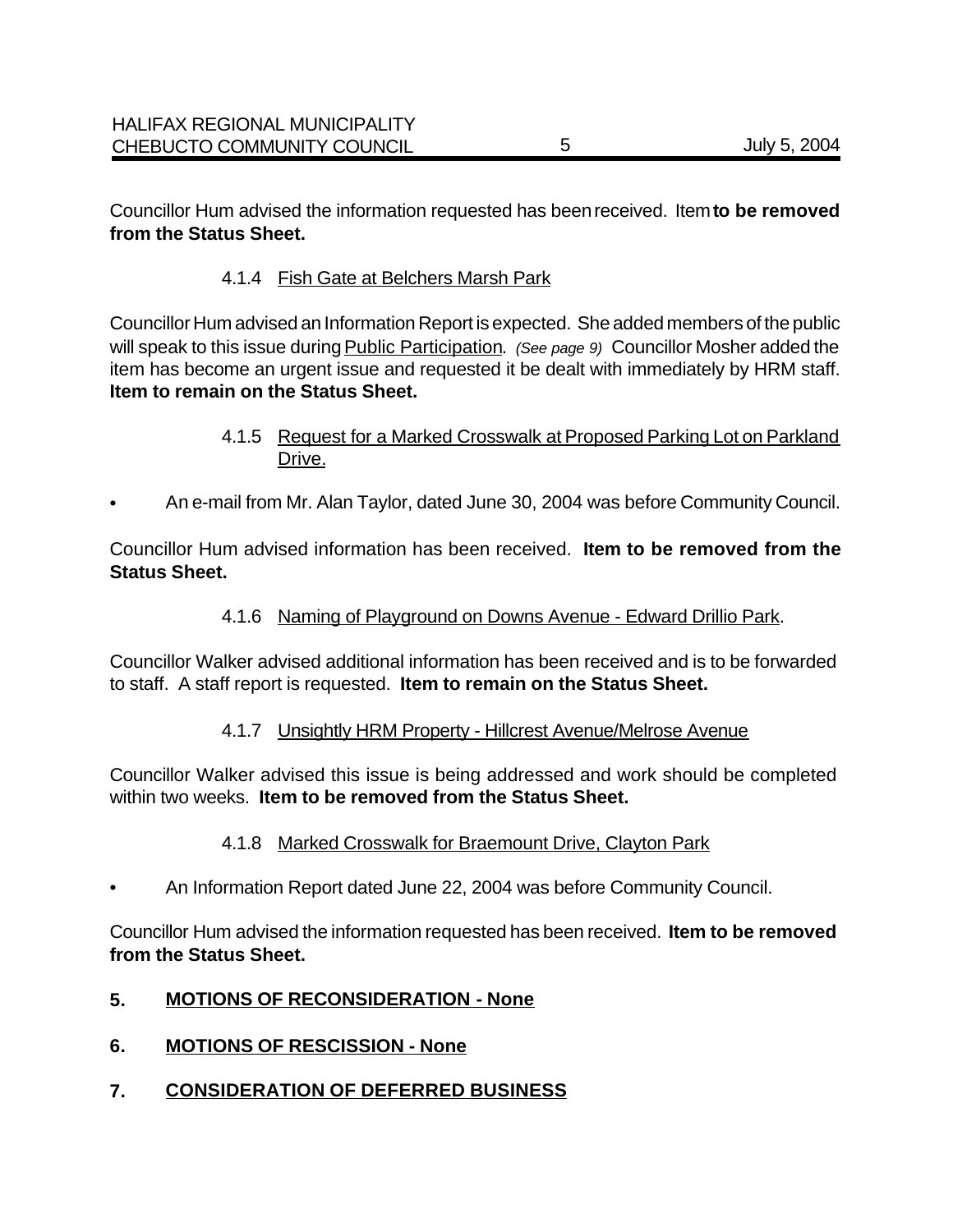Councillor Hum advised the information requested has been received. Item **to be removed from the Status Sheet.**

#### 4.1.4 Fish Gate at Belchers Marsh Park

Councillor Hum advised an Information Report is expected. She added members of the public will speak to this issue during Public Participation. *(See page 9)* Councillor Mosher added the item has become an urgent issue and requested it be dealt with immediately by HRM staff. **Item to remain on the Status Sheet.**

#### 4.1.5 Request for a Marked Crosswalk at Proposed Parking Lot on Parkland Drive.

- An e-mail from Mr. Alan Taylor, dated June 30, 2004 was before Community Council.

Councillor Hum advised information has been received. **Item to be removed from the Status Sheet.**

#### 4.1.6 Naming of Playground on Downs Avenue - Edward Drillio Park.

Councillor Walker advised additional information has been received and is to be forwarded to staff. A staff report is requested. **Item to remain on the Status Sheet.**

#### 4.1.7 Unsightly HRM Property - Hillcrest Avenue/Melrose Avenue

Councillor Walker advised this issue is being addressed and work should be completed within two weeks. **Item to be removed from the Status Sheet.**

#### 4.1.8 Marked Crosswalk for Braemount Drive, Clayton Park

- An Information Report dated June 22, 2004 was before Community Council.

Councillor Hum advised the information requested has been received. **Item to be removed from the Status Sheet.**

## 5. MOTIONS OF RECONSIDERATION - None

## 6. MOTIONS OF RESCISSION - None

## 7. CONSIDERATION OF DEFERRED BUSINESS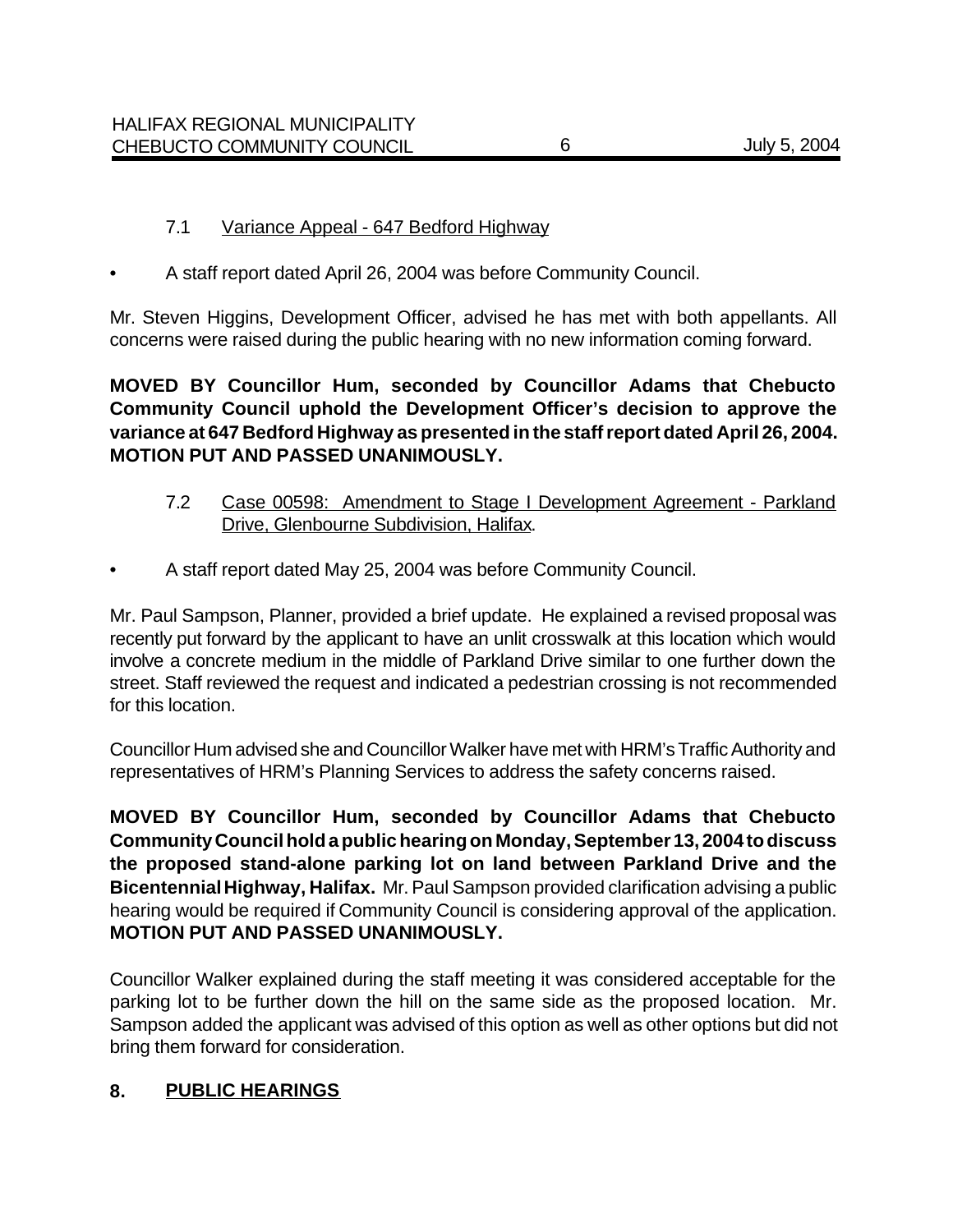7.1 Variance Appeal - 647 Bedford Highway

- A staff report dated April 26, 2004 was before Community Council.

Mr. Steven Higgins, Development Officer, advised he has met with both appellants. All concerns were raised during the public hearing with no new information coming forward.

**MOVED BY Councillor Hum, seconded by Councillor Adams that Chebucto Community Council uphold the Development Officer's decision to approve the variance at 647 Bedford Highway as presented in the staff report dated April 26, 2004. MOTION PUT AND PASSED UNANIMOUSLY.**

7.2 Case 00598: Amendment to Stage I Development Agreement - Parkland Drive, Glenbourne Subdivision, Halifax.

- A staff report dated May 25, 2004 was before Community Council.

Mr. Paul Sampson, Planner, provided a brief update. He explained a revised proposal was recently put forward by the applicant to have an unlit crosswalk at this location which would involve a concrete medium in the middle of Parkland Drive similar to one further down the street. Staff reviewed the request and indicated a pedestrian crossing is not recommended for this location.

Councillor Hum advised she and Councillor Walker have met with HRM's Traffic Authority and representatives of HRM's Planning Services to address the safety concerns raised.

**MOVED BY Councillor Hum, seconded by Councillor Adams that Chebucto Community Council hold a public hearing on Monday, September 13, 2004 to discuss the proposed stand-alone parking lot on land between Parkland Drive and the Bicentennial Highway, Halifax.** Mr. Paul Sampson provided clarification advising a public hearing would be required if Community Council is considering approval of the application. **MOTION PUT AND PASSED UNANIMOUSLY.**

Councillor Walker explained during the staff meeting it was considered acceptable for the parking lot to be further down the hill on the same side as the proposed location. Mr. Sampson added the applicant was advised of this option as well as other options but did not bring them forward for consideration.

## 8. PUBLIC HEARINGS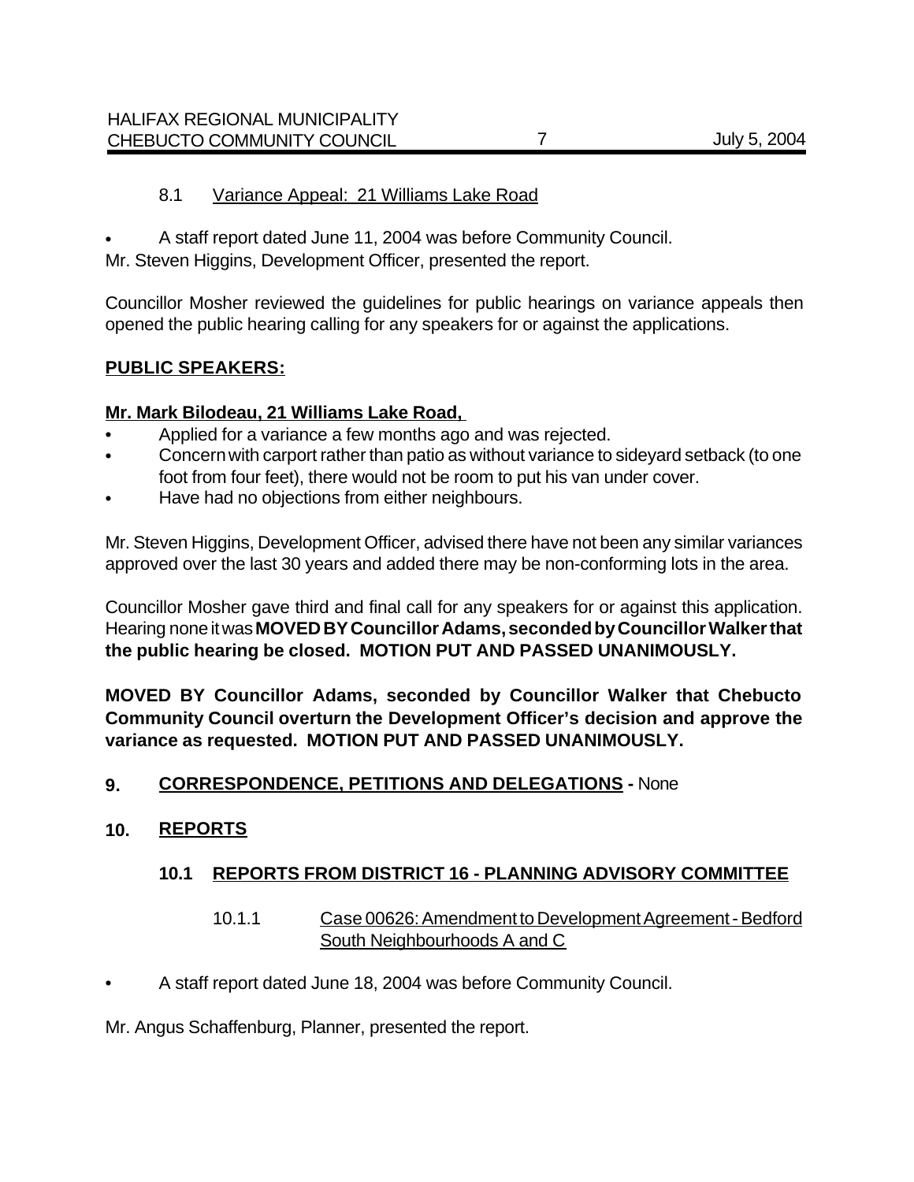8.1 Variance Appeal: 21 Williams Lake Road

- A staff report dated June 11, 2004 was before Community Council.

Mr. Steven Higgins, Development Officer, presented the report.

Councillor Mosher reviewed the guidelines for public hearings on variance appeals then opened the public hearing calling for any speakers for or against the applications.

**PUBLIC SPEAKERS:**

**Mr. Mark Bilodeau, 21 Williams Lake Road,**

- Applied for a variance a few months ago and was rejected.
- Concern with carport rather than patio as without variance to sideyard setback (to one foot from four feet), there would not be room to put his van under cover.
- Have had no objections from either neighbours.

Mr. Steven Higgins, Development Officer, advised there have not been any similar variances approved over the last 30 years and added there may be non-conforming lots in the area.

Councillor Mosher gave third and final call for any speakers for or against this application. Hearing none it was **MOVED BY Councillor Adams, seconded by Councillor Walker that the public hearing be closed. MOTION PUT AND PASSED UNANIMOUSLY.**

**MOVED BY Councillor Adams, seconded by Councillor Walker that Chebucto Community Council overturn the Development Officer's decision and approve the variance as requested. MOTION PUT AND PASSED UNANIMOUSLY.**

## 9. CORRESPONDENCE, PETITIONS AND DELEGATIONS - None

## 10. REPORTS

### 10.1 REPORTS FROM DISTRICT 16 - PLANNING ADVISORY COMMITTEE

10.1.1 Case 00626: Amendment to Development Agreement - Bedford South Neighbourhoods A and C

- A staff report dated June 18, 2004 was before Community Council.

Mr. Angus Schaffenburg, Planner, presented the report.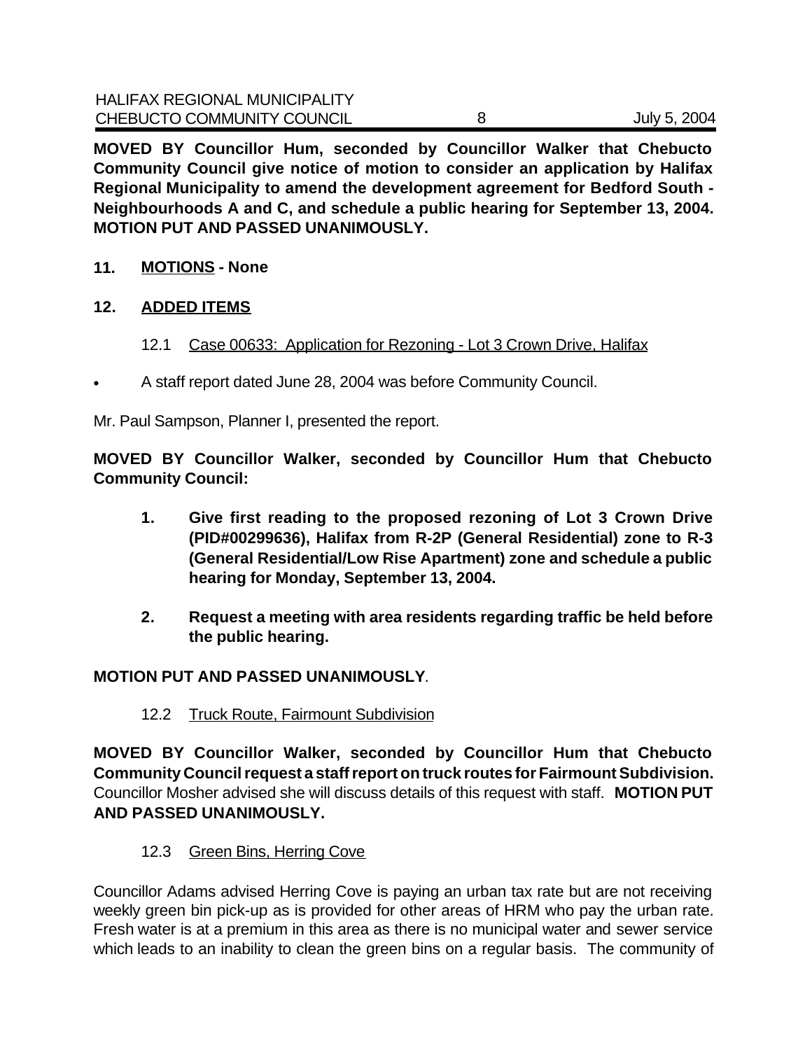**MOVED BY Councillor Hum, seconded by Councillor Walker that Chebucto Community Council give notice of motion to consider an application by Halifax Regional Municipality to amend the development agreement for Bedford South - Neighbourhoods A and C, and schedule a public hearing for September 13, 2004. MOTION PUT AND PASSED UNANIMOUSLY.**

## 11. MOTIONS - None

## 12. ADDED ITEMS

### 12.1 Case 00633: Application for Rezoning - Lot 3 Crown Drive, Halifax

- A staff report dated June 28, 2004 was before Community Council.

Mr. Paul Sampson, Planner I, presented the report.

**MOVED BY Councillor Walker, seconded by Councillor Hum that Chebucto Community Council:**

1. **Give first reading to the proposed rezoning of Lot 3 Crown Drive (PID#00299636), Halifax from R-2P (General Residential) zone to R-3 (General Residential/Low Rise Apartment) zone and schedule a public hearing for Monday, September 13, 2004.**
2. **Request a meeting with area residents regarding traffic be held before the public hearing.**

**MOTION PUT AND PASSED UNANIMOUSLY**.

### 12.2 Truck Route, Fairmount Subdivision

**MOVED BY Councillor Walker, seconded by Councillor Hum that Chebucto Community Council request a staff report on truck routes for Fairmount Subdivision.** Councillor Mosher advised she will discuss details of this request with staff. **MOTION PUT AND PASSED UNANIMOUSLY.**

### 12.3 Green Bins, Herring Cove

Councillor Adams advised Herring Cove is paying an urban tax rate but are not receiving weekly green bin pick-up as is provided for other areas of HRM who pay the urban rate. Fresh water is at a premium in this area as there is no municipal water and sewer service which leads to an inability to clean the green bins on a regular basis. The community of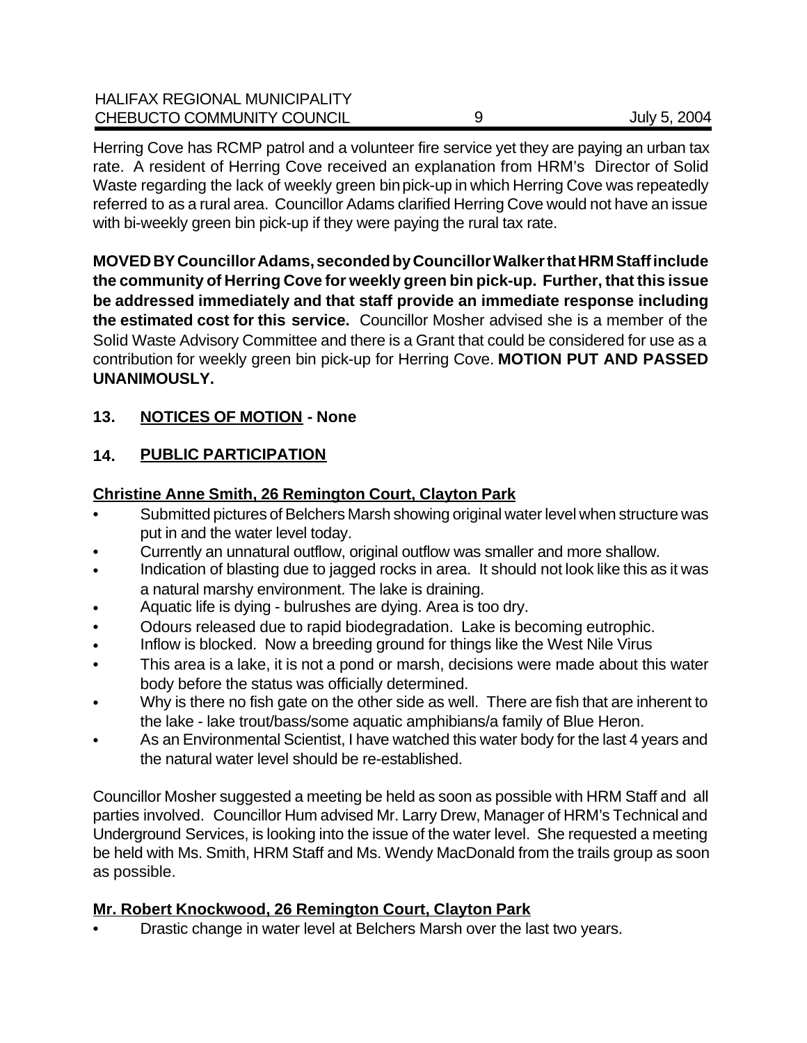Herring Cove has RCMP patrol and a volunteer fire service yet they are paying an urban tax rate. A resident of Herring Cove received an explanation from HRM's Director of Solid Waste regarding the lack of weekly green bin pick-up in which Herring Cove was repeatedly referred to as a rural area. Councillor Adams clarified Herring Cove would not have an issue with bi-weekly green bin pick-up if they were paying the rural tax rate.

**MOVED BY Councillor Adams, seconded by Councillor Walker that HRM Staff include the community of Herring Cove for weekly green bin pick-up. Further, that this issue be addressed immediately and that staff provide an immediate response including the estimated cost for this service.** Councillor Mosher advised she is a member of the Solid Waste Advisory Committee and there is a Grant that could be considered for use as a contribution for weekly green bin pick-up for Herring Cove. **MOTION PUT AND PASSED UNANIMOUSLY.**

## 13. <u>NOTICES OF MOTION</u> - None

## 14. <u>PUBLIC PARTICIPATION</u>

**<u>Christine Anne Smith, 26 Remington Court, Clayton Park</u>**

- Submitted pictures of Belchers Marsh showing original water level when structure was put in and the water level today.
- Currently an unnatural outflow, original outflow was smaller and more shallow.
- Indication of blasting due to jagged rocks in area. It should not look like this as it was a natural marshy environment. The lake is draining.
- Aquatic life is dying - bulrushes are dying. Area is too dry.
- Odours released due to rapid biodegradation. Lake is becoming eutrophic.
- Inflow is blocked. Now a breeding ground for things like the West Nile Virus
- This area is a lake, it is not a pond or marsh, decisions were made about this water body before the status was officially determined.
- Why is there no fish gate on the other side as well. There are fish that are inherent to the lake - lake trout/bass/some aquatic amphibians/a family of Blue Heron.
- As an Environmental Scientist, I have watched this water body for the last 4 years and the natural water level should be re-established.

Councillor Mosher suggested a meeting be held as soon as possible with HRM Staff and all parties involved. Councillor Hum advised Mr. Larry Drew, Manager of HRM's Technical and Underground Services, is looking into the issue of the water level. She requested a meeting be held with Ms. Smith, HRM Staff and Ms. Wendy MacDonald from the trails group as soon as possible.

**<u>Mr. Robert Knockwood, 26 Remington Court, Clayton Park</u>**

- Drastic change in water level at Belchers Marsh over the last two years.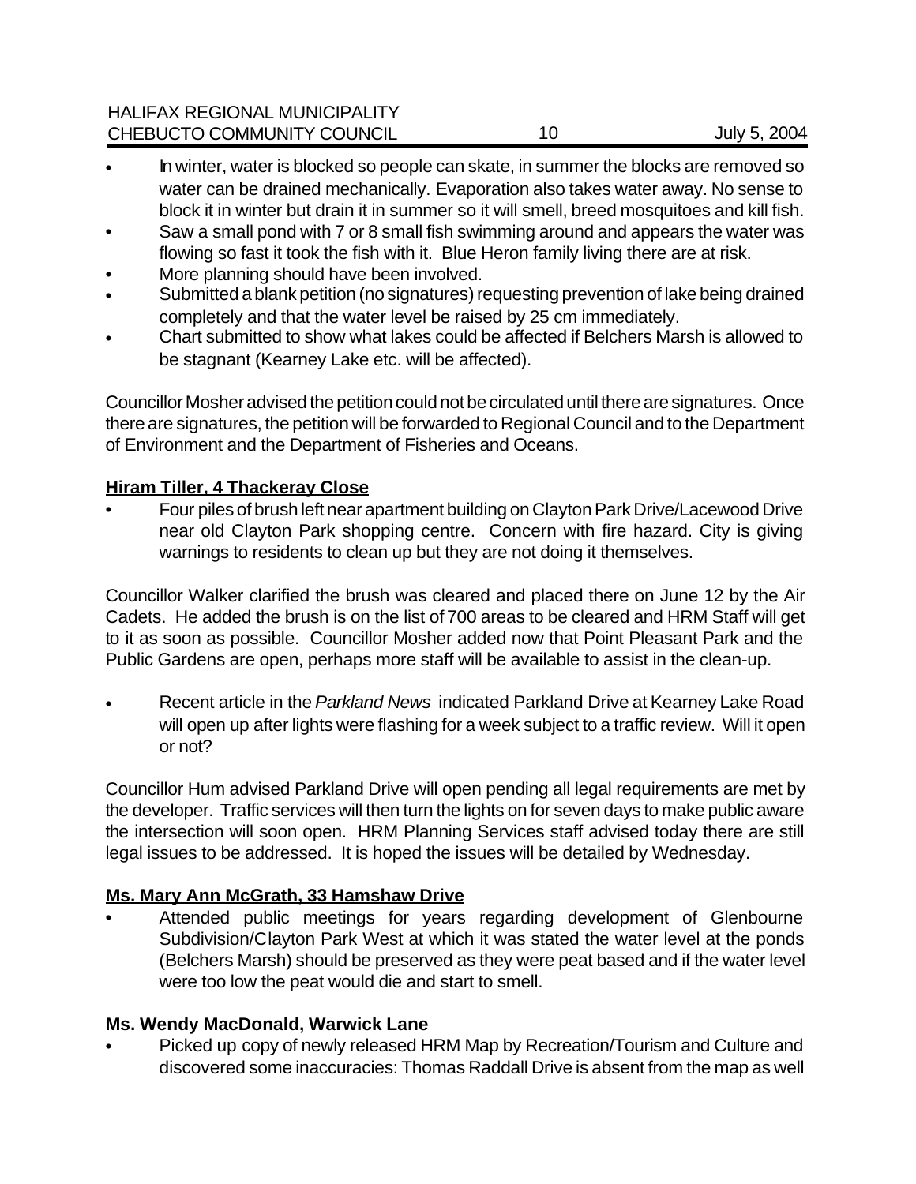- In winter, water is blocked so people can skate, in summer the blocks are removed so water can be drained mechanically. Evaporation also takes water away. No sense to block it in winter but drain it in summer so it will smell, breed mosquitoes and kill fish.
- Saw a small pond with 7 or 8 small fish swimming around and appears the water was flowing so fast it took the fish with it. Blue Heron family living there are at risk.
- More planning should have been involved.
- Submitted a blank petition (no signatures) requesting prevention of lake being drained completely and that the water level be raised by 25 cm immediately.
- Chart submitted to show what lakes could be affected if Belchers Marsh is allowed to be stagnant (Kearney Lake etc. will be affected).

Councillor Mosher advised the petition could not be circulated until there are signatures. Once there are signatures, the petition will be forwarded to Regional Council and to the Department of Environment and the Department of Fisheries and Oceans.

**Hiram Tiller, 4 Thackeray Close**

- Four piles of brush left near apartment building on Clayton Park Drive/Lacewood Drive near old Clayton Park shopping centre. Concern with fire hazard. City is giving warnings to residents to clean up but they are not doing it themselves.

Councillor Walker clarified the brush was cleared and placed there on June 12 by the Air Cadets. He added the brush is on the list of 700 areas to be cleared and HRM Staff will get to it as soon as possible. Councillor Mosher added now that Point Pleasant Park and the Public Gardens are open, perhaps more staff will be available to assist in the clean-up.

- Recent article in the *Parkland News* indicated Parkland Drive at Kearney Lake Road will open up after lights were flashing for a week subject to a traffic review. Will it open or not?

Councillor Hum advised Parkland Drive will open pending all legal requirements are met by the developer. Traffic services will then turn the lights on for seven days to make public aware the intersection will soon open. HRM Planning Services staff advised today there are still legal issues to be addressed. It is hoped the issues will be detailed by Wednesday.

**Ms. Mary Ann McGrath, 33 Hamshaw Drive**

- Attended public meetings for years regarding development of Glenbourne Subdivision/Clayton Park West at which it was stated the water level at the ponds (Belchers Marsh) should be preserved as they were peat based and if the water level were too low the peat would die and start to smell.

**Ms. Wendy MacDonald, Warwick Lane**

- Picked up copy of newly released HRM Map by Recreation/Tourism and Culture and discovered some inaccuracies: Thomas Raddall Drive is absent from the map as well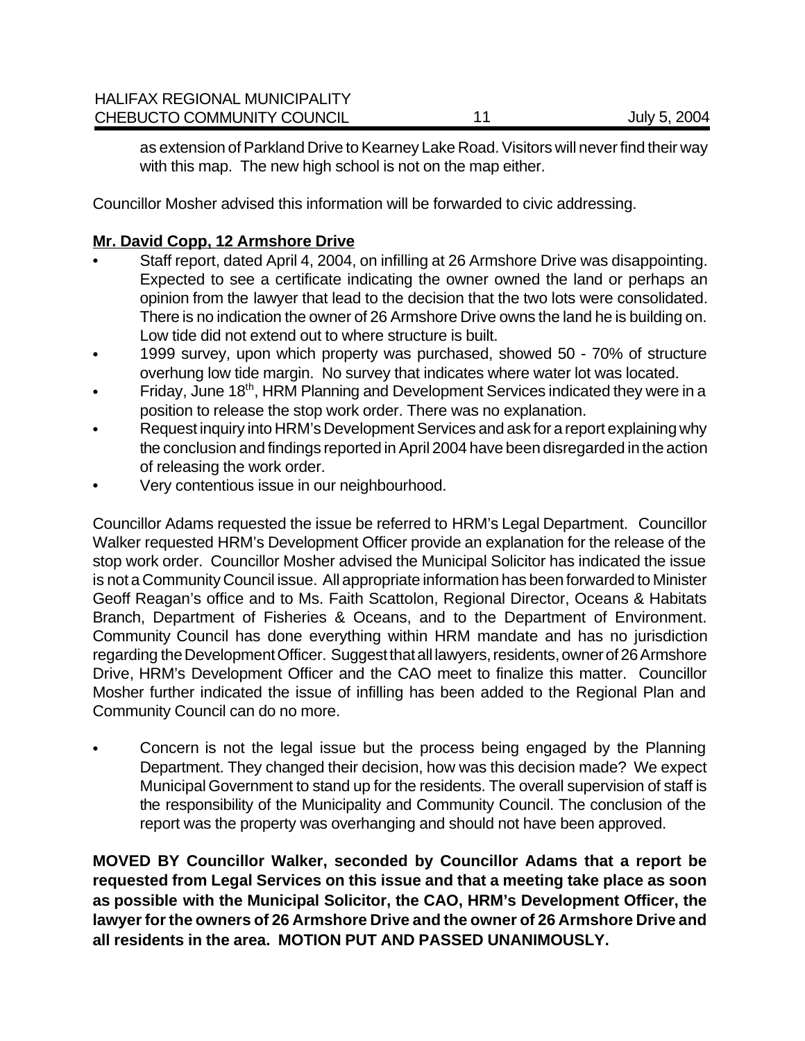as extension of Parkland Drive to Kearney Lake Road. Visitors will never find their way with this map. The new high school is not on the map either.

Councillor Mosher advised this information will be forwarded to civic addressing.

**Mr. David Copp, 12 Armshore Drive**

- Staff report, dated April 4, 2004, on infilling at 26 Armshore Drive was disappointing. Expected to see a certificate indicating the owner owned the land or perhaps an opinion from the lawyer that lead to the decision that the two lots were consolidated. There is no indication the owner of 26 Armshore Drive owns the land he is building on. Low tide did not extend out to where structure is built.
- 1999 survey, upon which property was purchased, showed 50 - 70% of structure overhung low tide margin. No survey that indicates where water lot was located.
- Friday, June 18th, HRM Planning and Development Services indicated they were in a position to release the stop work order. There was no explanation.
- Request inquiry into HRM's Development Services and ask for a report explaining why the conclusion and findings reported in April 2004 have been disregarded in the action of releasing the work order.
- Very contentious issue in our neighbourhood.

Councillor Adams requested the issue be referred to HRM's Legal Department. Councillor Walker requested HRM's Development Officer provide an explanation for the release of the stop work order. Councillor Mosher advised the Municipal Solicitor has indicated the issue is not a Community Council issue. All appropriate information has been forwarded to Minister Geoff Reagan's office and to Ms. Faith Scattolon, Regional Director, Oceans & Habitats Branch, Department of Fisheries & Oceans, and to the Department of Environment. Community Council has done everything within HRM mandate and has no jurisdiction regarding the Development Officer. Suggest that all lawyers, residents, owner of 26 Armshore Drive, HRM's Development Officer and the CAO meet to finalize this matter. Councillor Mosher further indicated the issue of infilling has been added to the Regional Plan and Community Council can do no more.

- Concern is not the legal issue but the process being engaged by the Planning Department. They changed their decision, how was this decision made? We expect Municipal Government to stand up for the residents. The overall supervision of staff is the responsibility of the Municipality and Community Council. The conclusion of the report was the property was overhanging and should not have been approved.

**MOVED BY Councillor Walker, seconded by Councillor Adams that a report be requested from Legal Services on this issue and that a meeting take place as soon as possible with the Municipal Solicitor, the CAO, HRM's Development Officer, the lawyer for the owners of 26 Armshore Drive and the owner of 26 Armshore Drive and all residents in the area. MOTION PUT AND PASSED UNANIMOUSLY.**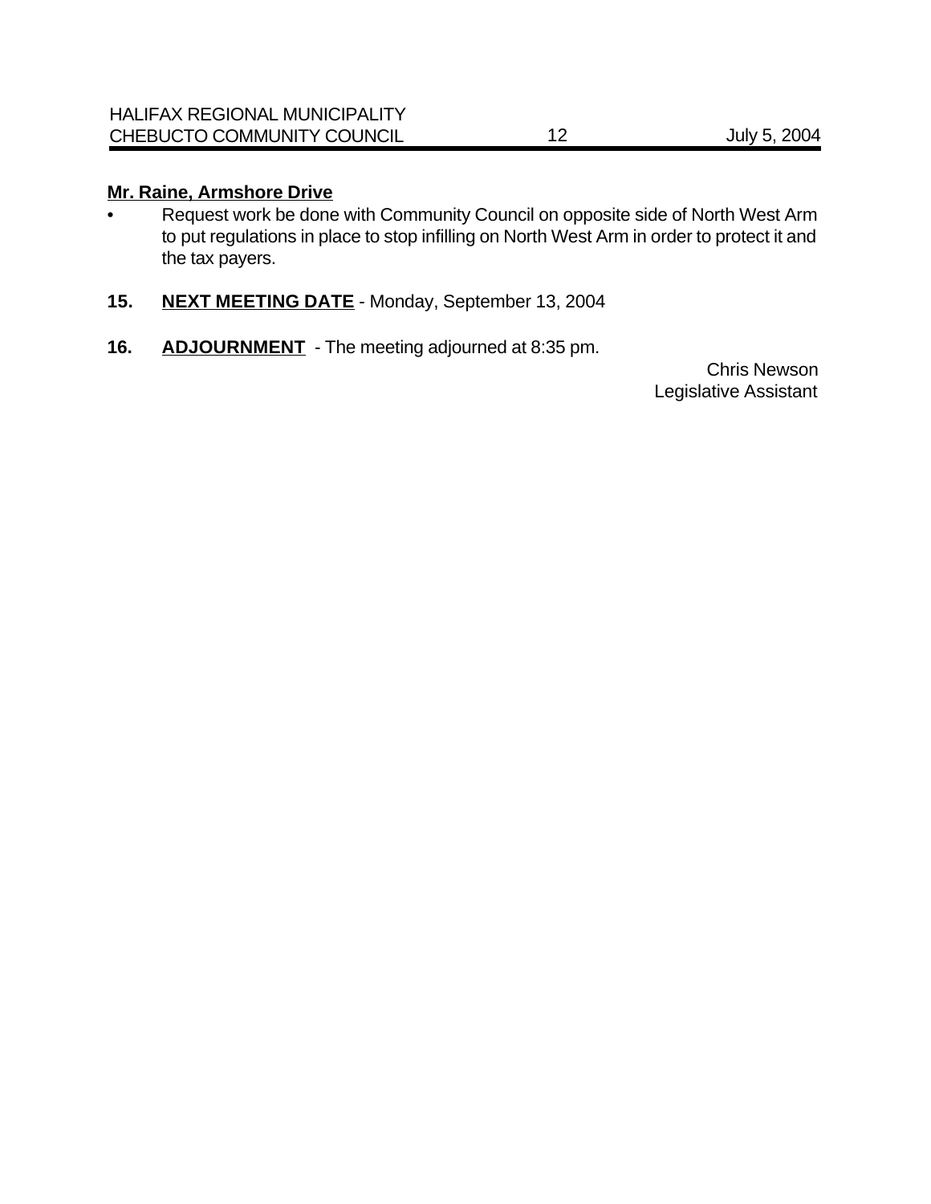**Mr. Raine, Armshore Drive**

- Request work be done with Community Council on opposite side of North West Arm to put regulations in place to stop infilling on North West Arm in order to protect it and the tax payers.

**15. NEXT MEETING DATE** - Monday, September 13, 2004

**16. ADJOURNMENT** - The meeting adjourned at 8:35 pm.

Chris Newson
Legislative Assistant